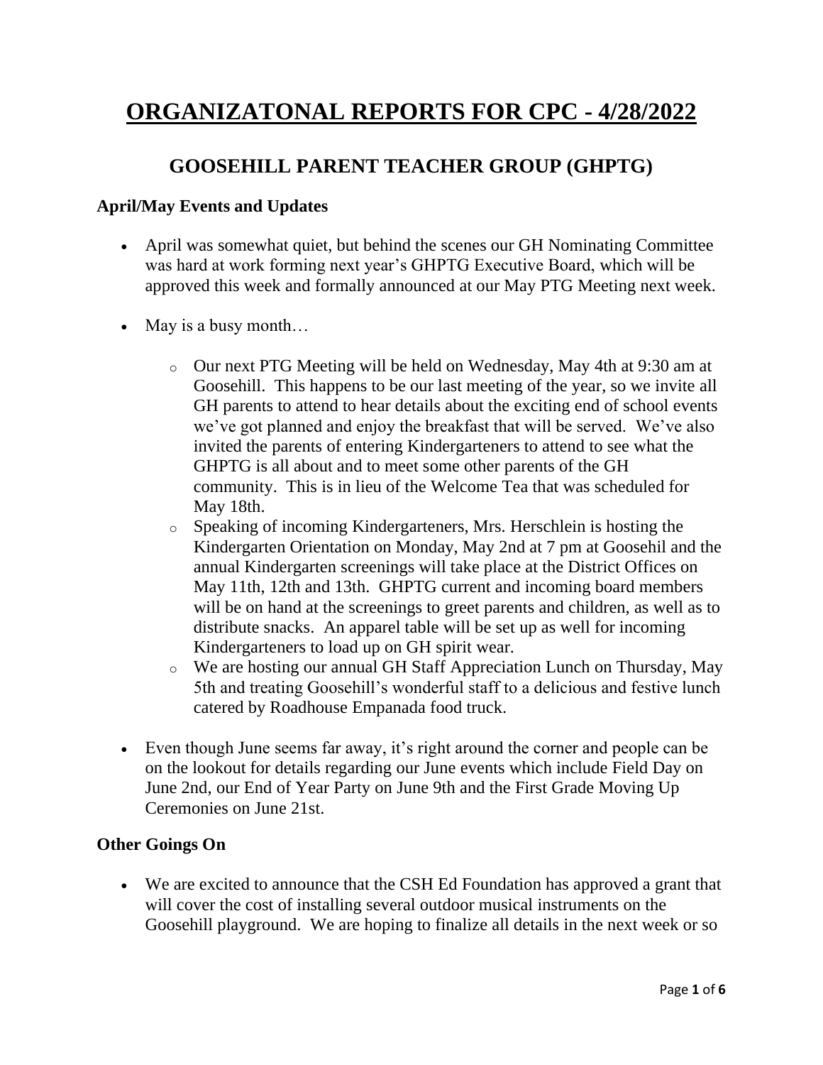# ORGANIZATONAL REPORTS FOR CPC - 4/28/2022

## GOOSEHILL PARENT TEACHER GROUP (GHPTG)

### April/May Events and Updates

- April was somewhat quiet, but behind the scenes our GH Nominating Committee was hard at work forming next year's GHPTG Executive Board, which will be approved this week and formally announced at our May PTG Meeting next week.

- May is a busy month…

    - Our next PTG Meeting will be held on Wednesday, May 4th at 9:30 am at Goosehill. This happens to be our last meeting of the year, so we invite all GH parents to attend to hear details about the exciting end of school events we've got planned and enjoy the breakfast that will be served. We've also invited the parents of entering Kindergarteners to attend to see what the GHPTG is all about and to meet some other parents of the GH community. This is in lieu of the Welcome Tea that was scheduled for May 18th.
    - Speaking of incoming Kindergarteners, Mrs. Herschlein is hosting the Kindergarten Orientation on Monday, May 2nd at 7 pm at Goosehil and the annual Kindergarten screenings will take place at the District Offices on May 11th, 12th and 13th. GHPTG current and incoming board members will be on hand at the screenings to greet parents and children, as well as to distribute snacks. An apparel table will be set up as well for incoming Kindergarteners to load up on GH spirit wear.
    - We are hosting our annual GH Staff Appreciation Lunch on Thursday, May 5th and treating Goosehill's wonderful staff to a delicious and festive lunch catered by Roadhouse Empanada food truck.

- Even though June seems far away, it's right around the corner and people can be on the lookout for details regarding our June events which include Field Day on June 2nd, our End of Year Party on June 9th and the First Grade Moving Up Ceremonies on June 21st.

### Other Goings On

- We are excited to announce that the CSH Ed Foundation has approved a grant that will cover the cost of installing several outdoor musical instruments on the Goosehill playground. We are hoping to finalize all details in the next week or so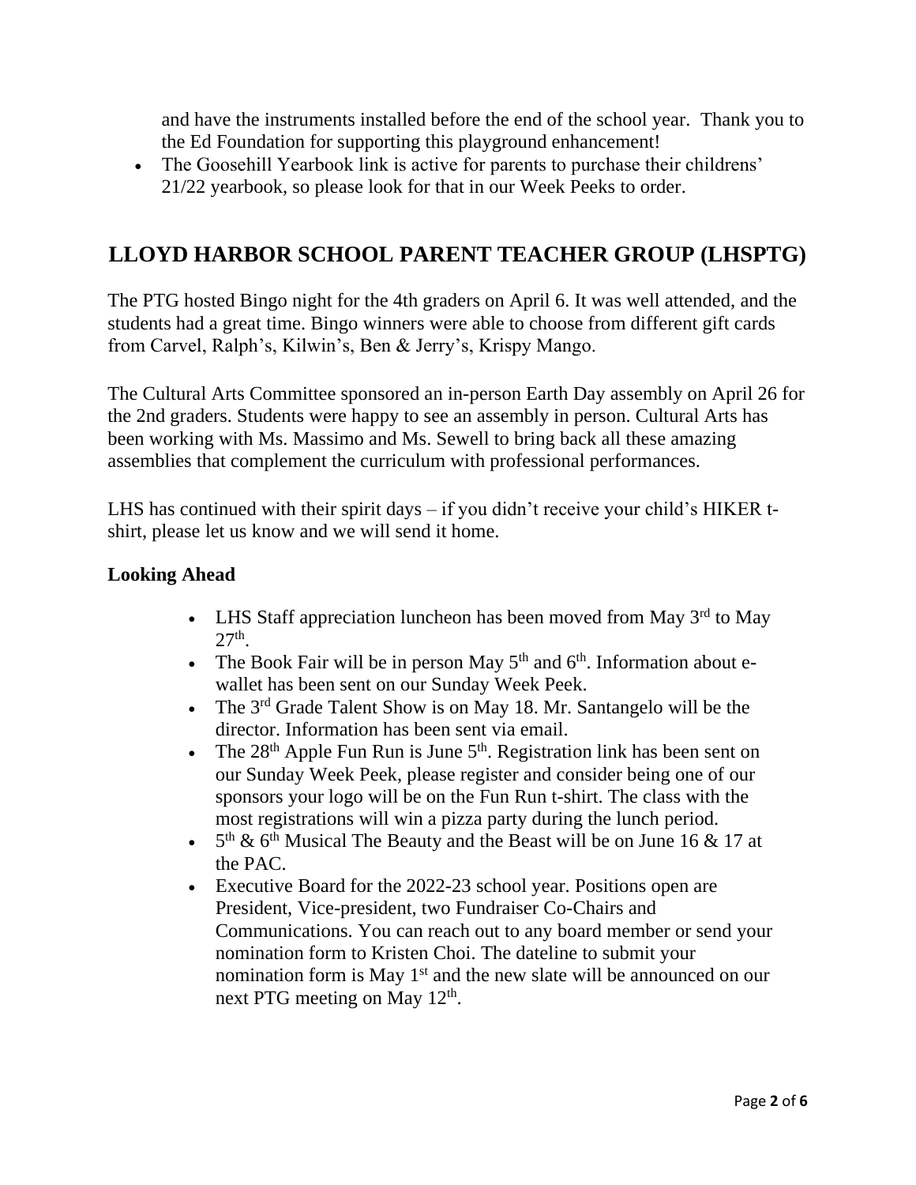and have the instruments installed before the end of the school year. Thank you to the Ed Foundation for supporting this playground enhancement!

- The Goosehill Yearbook link is active for parents to purchase their childrens' 21/22 yearbook, so please look for that in our Week Peeks to order.

## LLOYD HARBOR SCHOOL PARENT TEACHER GROUP (LHSPTG)

The PTG hosted Bingo night for the 4th graders on April 6. It was well attended, and the students had a great time. Bingo winners were able to choose from different gift cards from Carvel, Ralph's, Kilwin's, Ben & Jerry's, Krispy Mango.

The Cultural Arts Committee sponsored an in-person Earth Day assembly on April 26 for the 2nd graders. Students were happy to see an assembly in person. Cultural Arts has been working with Ms. Massimo and Ms. Sewell to bring back all these amazing assemblies that complement the curriculum with professional performances.

LHS has continued with their spirit days – if you didn't receive your child's HIKER t-shirt, please let us know and we will send it home.

**Looking Ahead**

- LHS Staff appreciation luncheon has been moved from May 3rd to May 27th.
- The Book Fair will be in person May 5th and 6th. Information about e-wallet has been sent on our Sunday Week Peek.
- The 3rd Grade Talent Show is on May 18. Mr. Santangelo will be the director. Information has been sent via email.
- The 28th Apple Fun Run is June 5th. Registration link has been sent on our Sunday Week Peek, please register and consider being one of our sponsors your logo will be on the Fun Run t-shirt. The class with the most registrations will win a pizza party during the lunch period.
- 5th & 6th Musical The Beauty and the Beast will be on June 16 & 17 at the PAC.
- Executive Board for the 2022-23 school year. Positions open are President, Vice-president, two Fundraiser Co-Chairs and Communications. You can reach out to any board member or send your nomination form to Kristen Choi. The dateline to submit your nomination form is May 1st and the new slate will be announced on our next PTG meeting on May 12th.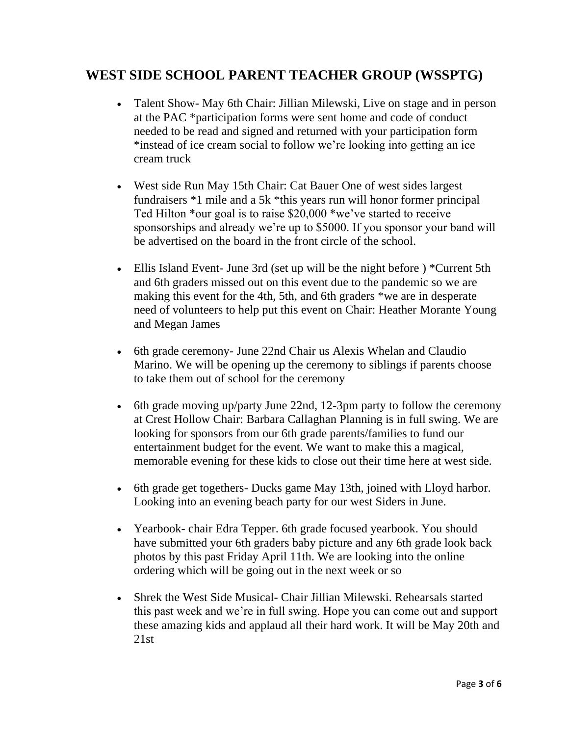## WEST SIDE SCHOOL PARENT TEACHER GROUP (WSSPTG)

- Talent Show- May 6th Chair: Jillian Milewski, Live on stage and in person at the PAC *participation forms were sent home and code of conduct needed to be read and signed and returned with your participation form *instead of ice cream social to follow we're looking into getting an ice cream truck

- West side Run May 15th Chair: Cat Bauer One of west sides largest fundraisers *1 mile and a 5k *this years run will honor former principal Ted Hilton *our goal is to raise $20,000 *we've started to receive sponsorships and already we're up to $5000. If you sponsor your band will be advertised on the board in the front circle of the school.

- Ellis Island Event- June 3rd (set up will be the night before ) *Current 5th and 6th graders missed out on this event due to the pandemic so we are making this event for the 4th, 5th, and 6th graders *we are in desperate need of volunteers to help put this event on Chair: Heather Morante Young and Megan James

- 6th grade ceremony- June 22nd Chair us Alexis Whelan and Claudio Marino. We will be opening up the ceremony to siblings if parents choose to take them out of school for the ceremony

- 6th grade moving up/party June 22nd, 12-3pm party to follow the ceremony at Crest Hollow Chair: Barbara Callaghan Planning is in full swing. We are looking for sponsors from our 6th grade parents/families to fund our entertainment budget for the event. We want to make this a magical, memorable evening for these kids to close out their time here at west side.

- 6th grade get togethers- Ducks game May 13th, joined with Lloyd harbor. Looking into an evening beach party for our west Siders in June.

- Yearbook- chair Edra Tepper. 6th grade focused yearbook. You should have submitted your 6th graders baby picture and any 6th grade look back photos by this past Friday April 11th. We are looking into the online ordering which will be going out in the next week or so

- Shrek the West Side Musical- Chair Jillian Milewski. Rehearsals started this past week and we're in full swing. Hope you can come out and support these amazing kids and applaud all their hard work. It will be May 20th and 21st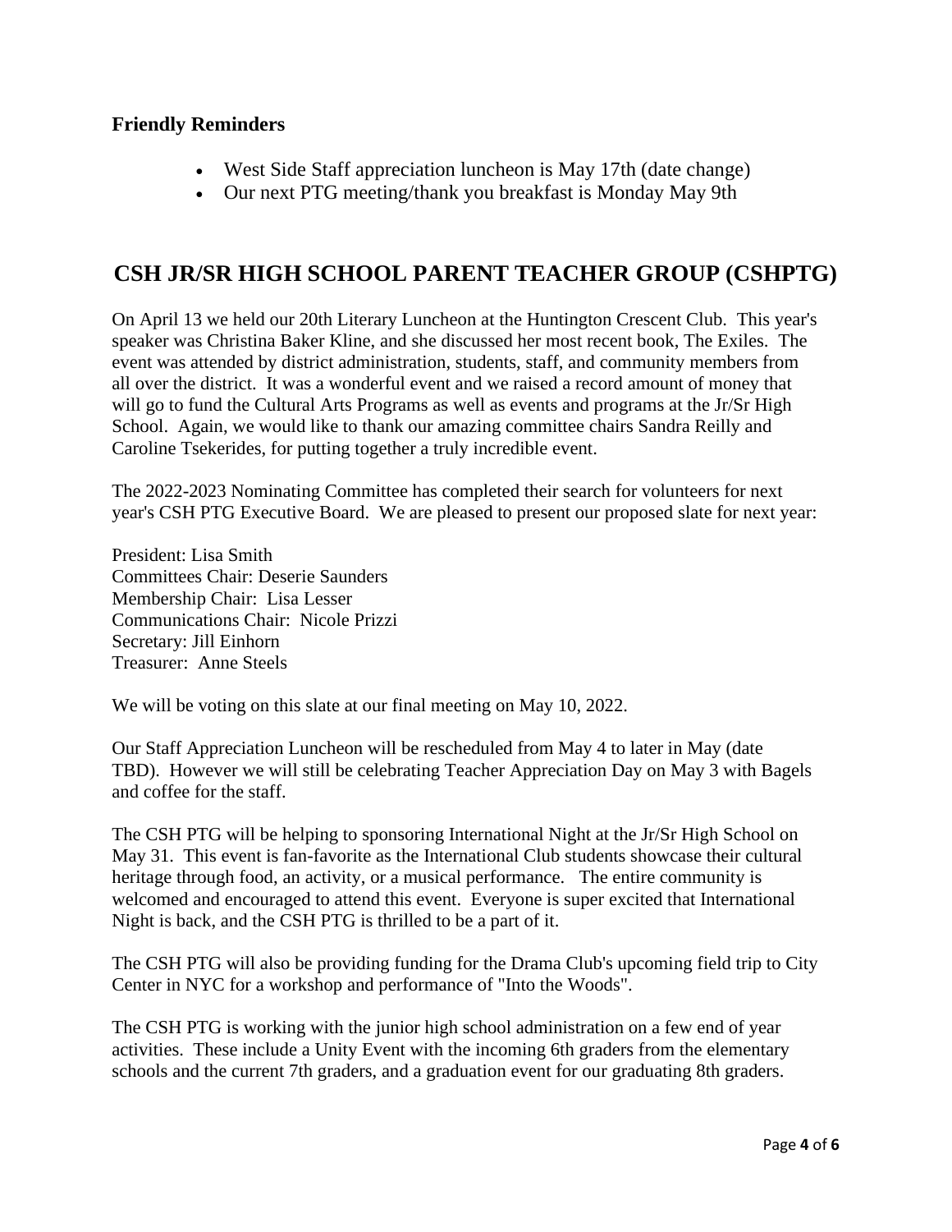**Friendly Reminders**

- West Side Staff appreciation luncheon is May 17th (date change)
- Our next PTG meeting/thank you breakfast is Monday May 9th

## CSH JR/SR HIGH SCHOOL PARENT TEACHER GROUP (CSHPTG)

On April 13 we held our 20th Literary Luncheon at the Huntington Crescent Club. This year's speaker was Christina Baker Kline, and she discussed her most recent book, The Exiles. The event was attended by district administration, students, staff, and community members from all over the district. It was a wonderful event and we raised a record amount of money that will go to fund the Cultural Arts Programs as well as events and programs at the Jr/Sr High School. Again, we would like to thank our amazing committee chairs Sandra Reilly and Caroline Tsekerides, for putting together a truly incredible event.

The 2022-2023 Nominating Committee has completed their search for volunteers for next year's CSH PTG Executive Board. We are pleased to present our proposed slate for next year:

President: Lisa Smith
Committees Chair: Deserie Saunders
Membership Chair: Lisa Lesser
Communications Chair: Nicole Prizzi
Secretary: Jill Einhorn
Treasurer: Anne Steels

We will be voting on this slate at our final meeting on May 10, 2022.

Our Staff Appreciation Luncheon will be rescheduled from May 4 to later in May (date TBD). However we will still be celebrating Teacher Appreciation Day on May 3 with Bagels and coffee for the staff.

The CSH PTG will be helping to sponsoring International Night at the Jr/Sr High School on May 31. This event is fan-favorite as the International Club students showcase their cultural heritage through food, an activity, or a musical performance. The entire community is welcomed and encouraged to attend this event. Everyone is super excited that International Night is back, and the CSH PTG is thrilled to be a part of it.

The CSH PTG will also be providing funding for the Drama Club's upcoming field trip to City Center in NYC for a workshop and performance of "Into the Woods".

The CSH PTG is working with the junior high school administration on a few end of year activities. These include a Unity Event with the incoming 6th graders from the elementary schools and the current 7th graders, and a graduation event for our graduating 8th graders.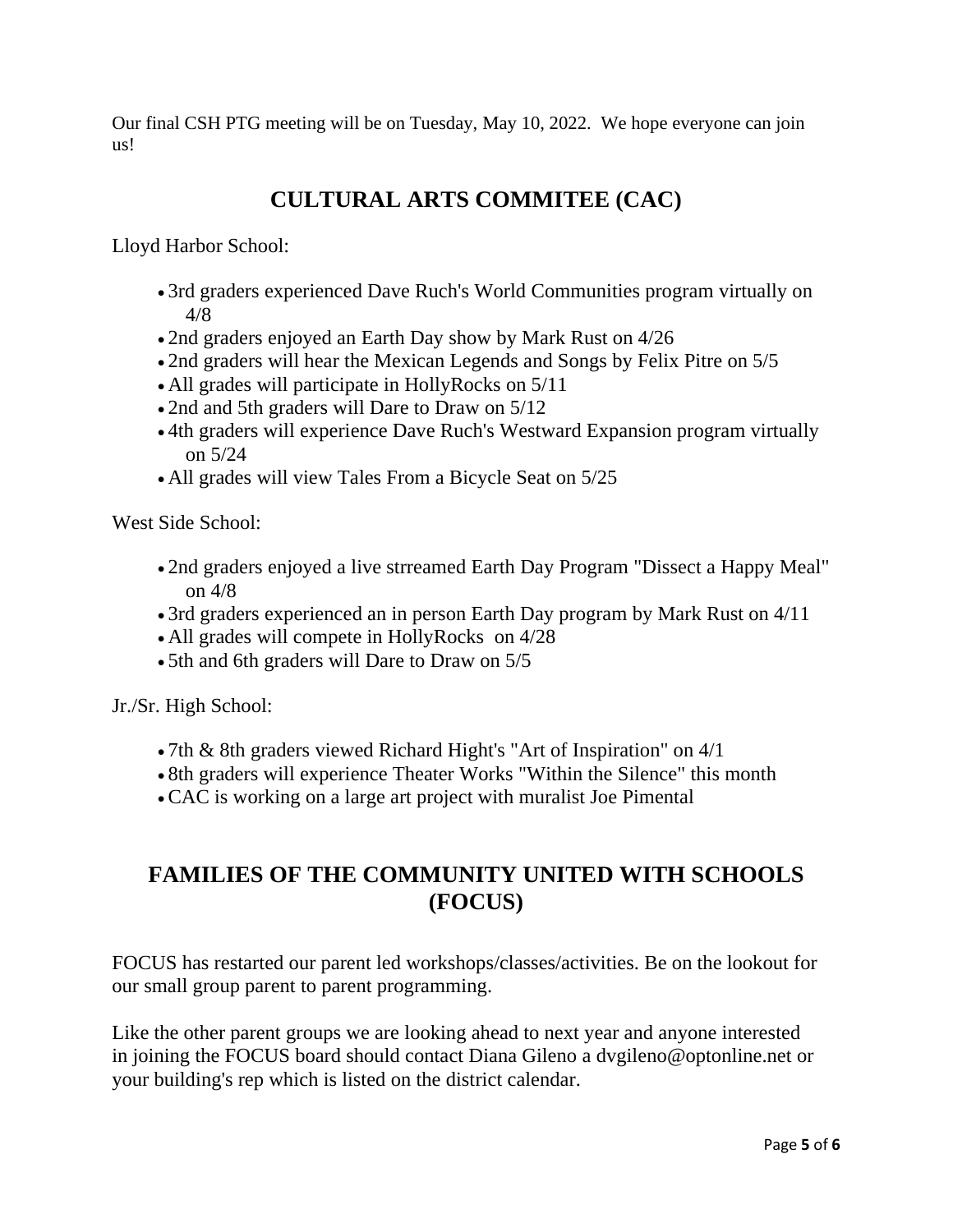Our final CSH PTG meeting will be on Tuesday, May 10, 2022. We hope everyone can join us!

## CULTURAL ARTS COMMITEE (CAC)

Lloyd Harbor School:

- 3rd graders experienced Dave Ruch's World Communities program virtually on 4/8
- 2nd graders enjoyed an Earth Day show by Mark Rust on 4/26
- 2nd graders will hear the Mexican Legends and Songs by Felix Pitre on 5/5
- All grades will participate in HollyRocks on 5/11
- 2nd and 5th graders will Dare to Draw on 5/12
- 4th graders will experience Dave Ruch's Westward Expansion program virtually on 5/24
- All grades will view Tales From a Bicycle Seat on 5/25

West Side School:

- 2nd graders enjoyed a live strreamed Earth Day Program "Dissect a Happy Meal" on 4/8
- 3rd graders experienced an in person Earth Day program by Mark Rust on 4/11
- All grades will compete in HollyRocks on 4/28
- 5th and 6th graders will Dare to Draw on 5/5

Jr./Sr. High School:

- 7th & 8th graders viewed Richard Hight's "Art of Inspiration" on 4/1
- 8th graders will experience Theater Works "Within the Silence" this month
- CAC is working on a large art project with muralist Joe Pimental

## FAMILIES OF THE COMMUNITY UNITED WITH SCHOOLS (FOCUS)

FOCUS has restarted our parent led workshops/classes/activities. Be on the lookout for our small group parent to parent programming.

Like the other parent groups we are looking ahead to next year and anyone interested in joining the FOCUS board should contact Diana Gileno a dvgileno@optonline.net or your building's rep which is listed on the district calendar.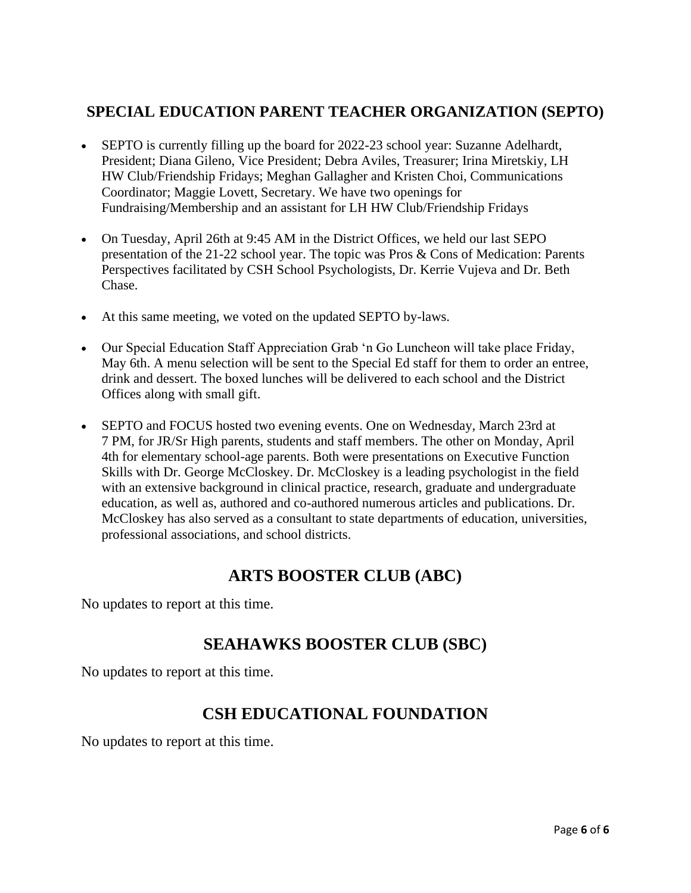## SPECIAL EDUCATION PARENT TEACHER ORGANIZATION (SEPTO)

- SEPTO is currently filling up the board for 2022-23 school year: Suzanne Adelhardt, President; Diana Gileno, Vice President; Debra Aviles, Treasurer; Irina Miretskiy, LH HW Club/Friendship Fridays; Meghan Gallagher and Kristen Choi, Communications Coordinator; Maggie Lovett, Secretary. We have two openings for Fundraising/Membership and an assistant for LH HW Club/Friendship Fridays
- On Tuesday, April 26th at 9:45 AM in the District Offices, we held our last SEPO presentation of the 21-22 school year. The topic was Pros & Cons of Medication: Parents Perspectives facilitated by CSH School Psychologists, Dr. Kerrie Vujeva and Dr. Beth Chase.
- At this same meeting, we voted on the updated SEPTO by-laws.
- Our Special Education Staff Appreciation Grab 'n Go Luncheon will take place Friday, May 6th. A menu selection will be sent to the Special Ed staff for them to order an entree, drink and dessert. The boxed lunches will be delivered to each school and the District Offices along with small gift.
- SEPTO and FOCUS hosted two evening events. One on Wednesday, March 23rd at 7 PM, for JR/Sr High parents, students and staff members. The other on Monday, April 4th for elementary school-age parents. Both were presentations on Executive Function Skills with Dr. George McCloskey. Dr. McCloskey is a leading psychologist in the field with an extensive background in clinical practice, research, graduate and undergraduate education, as well as, authored and co-authored numerous articles and publications. Dr. McCloskey has also served as a consultant to state departments of education, universities, professional associations, and school districts.

## ARTS BOOSTER CLUB (ABC)

No updates to report at this time.

## SEAHAWKS BOOSTER CLUB (SBC)

No updates to report at this time.

## CSH EDUCATIONAL FOUNDATION

No updates to report at this time.